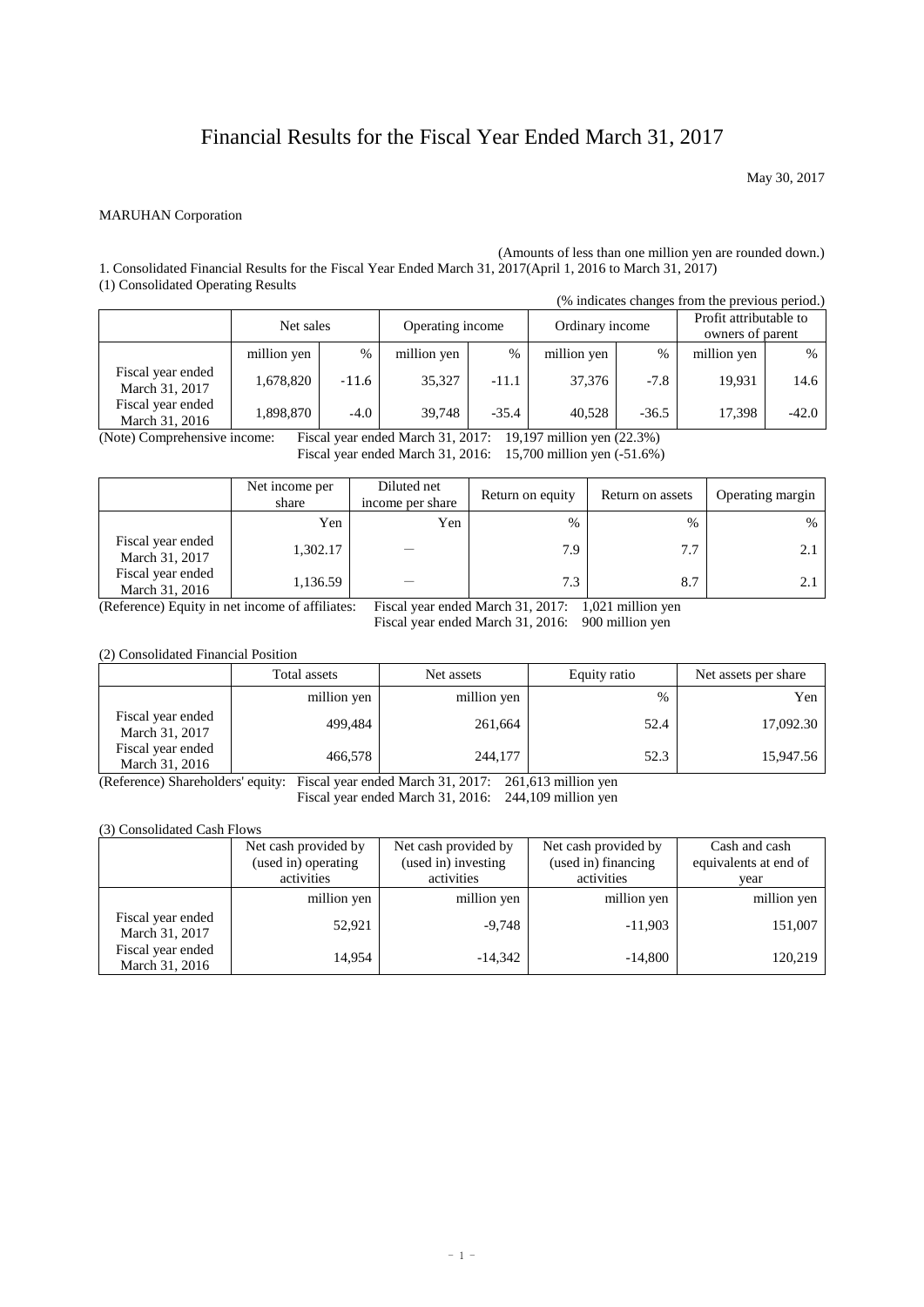# Financial Results for the Fiscal Year Ended March 31, 2017

May 30, 2017

MARUHAN Corporation

(Amounts of less than one million yen are rounded down.)

1. Consolidated Financial Results for the Fiscal Year Ended March 31, 2017(April 1, 2016 to March 31, 2017)

(1) Consolidated Operating Results

(% indicates changes from the previous period.)

| | Net sales | | Operating income | | Ordinary income | | Profit attributable to owners of parent | |
|---|---|---|---|---|---|---|---|---|
| | million yen | % | million yen | % | million yen | % | million yen | % |
| Fiscal year ended March 31, 2017 | 1,678,820 | -11.6 | 35,327 | -11.1 | 37,376 | -7.8 | 19,931 | 14.6 |
| Fiscal year ended March 31, 2016 | 1,898,870 | -4.0 | 39,748 | -35.4 | 40,528 | -36.5 | 17,398 | -42.0 |

(Note) Comprehensive income: Fiscal year ended March 31, 2017: 19,197 million yen (22.3%)
Fiscal year ended March 31, 2016: 15,700 million yen (-51.6%)

| | Net income per share | Diluted net income per share | Return on equity | Return on assets | Operating margin |
|---|---|---|---|---|---|
| | Yen | Yen | % | % | % |
| Fiscal year ended March 31, 2017 | 1,302.17 | ― | 7.9 | 7.7 | 2.1 |
| Fiscal year ended March 31, 2016 | 1,136.59 | ― | 7.3 | 8.7 | 2.1 |

(Reference) Equity in net income of affiliates: Fiscal year ended March 31, 2017: 1,021 million yen
Fiscal year ended March 31, 2016: 900 million yen

(2) Consolidated Financial Position

| | Total assets | Net assets | Equity ratio | Net assets per share |
|---|---|---|---|---|
| | million yen | million yen | % | Yen |
| Fiscal year ended March 31, 2017 | 499,484 | 261,664 | 52.4 | 17,092.30 |
| Fiscal year ended March 31, 2016 | 466,578 | 244,177 | 52.3 | 15,947.56 |

(Reference) Shareholders' equity: Fiscal year ended March 31, 2017: 261,613 million yen
Fiscal year ended March 31, 2016: 244,109 million yen

(3) Consolidated Cash Flows

| | Net cash provided by (used in) operating activities | Net cash provided by (used in) investing activities | Net cash provided by (used in) financing activities | Cash and cash equivalents at end of year |
|---|---|---|---|---|
| | million yen | million yen | million yen | million yen |
| Fiscal year ended March 31, 2017 | 52,921 | -9,748 | -11,903 | 151,007 |
| Fiscal year ended March 31, 2016 | 14,954 | -14,342 | -14,800 | 120,219 |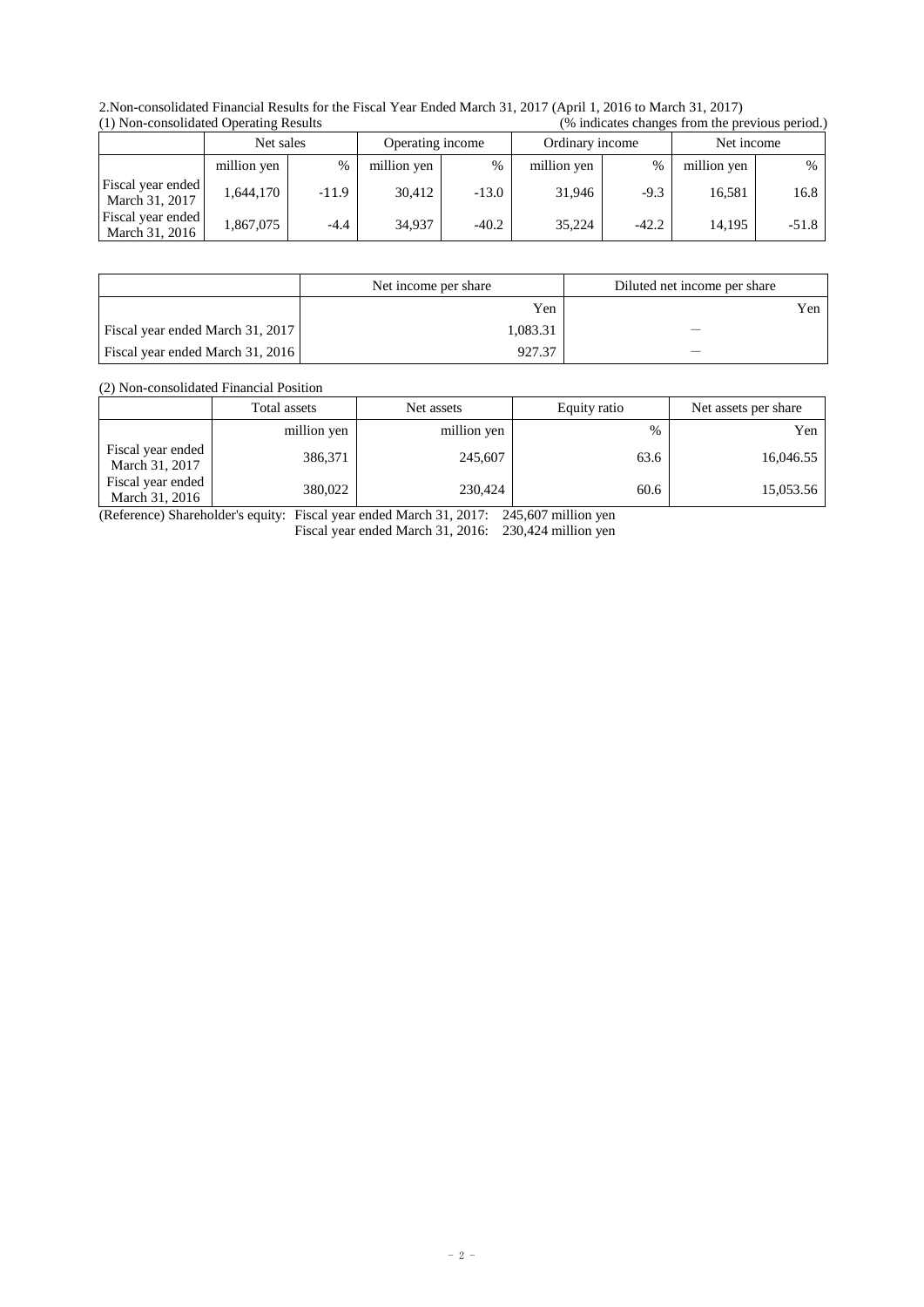2.Non-consolidated Financial Results for the Fiscal Year Ended March 31, 2017 (April 1, 2016 to March 31, 2017)

(1) Non-consolidated Operating Results (% indicates changes from the previous period.)

| | Net sales | | Operating income | | Ordinary income | | Net income | |
|---|---|---|---|---|---|---|---|---|
| | million yen | % | million yen | % | million yen | % | million yen | % |
| Fiscal year ended March 31, 2017 | 1,644,170 | -11.9 | 30,412 | -13.0 | 31,946 | -9.3 | 16,581 | 16.8 |
| Fiscal year ended March 31, 2016 | 1,867,075 | -4.4 | 34,937 | -40.2 | 35,224 | -42.2 | 14,195 | -51.8 |

| | Net income per share | Diluted net income per share |
|---|---|---|
| | Yen | Yen |
| Fiscal year ended March 31, 2017 | 1,083.31 | — |
| Fiscal year ended March 31, 2016 | 927.37 | — |

(2) Non-consolidated Financial Position

| | Total assets | Net assets | Equity ratio | Net assets per share |
|---|---|---|---|---|
| | million yen | million yen | % | Yen |
| Fiscal year ended March 31, 2017 | 386,371 | 245,607 | 63.6 | 16,046.55 |
| Fiscal year ended March 31, 2016 | 380,022 | 230,424 | 60.6 | 15,053.56 |

(Reference) Shareholder's equity: Fiscal year ended March 31, 2017: 245,607 million yen
Fiscal year ended March 31, 2016: 230,424 million yen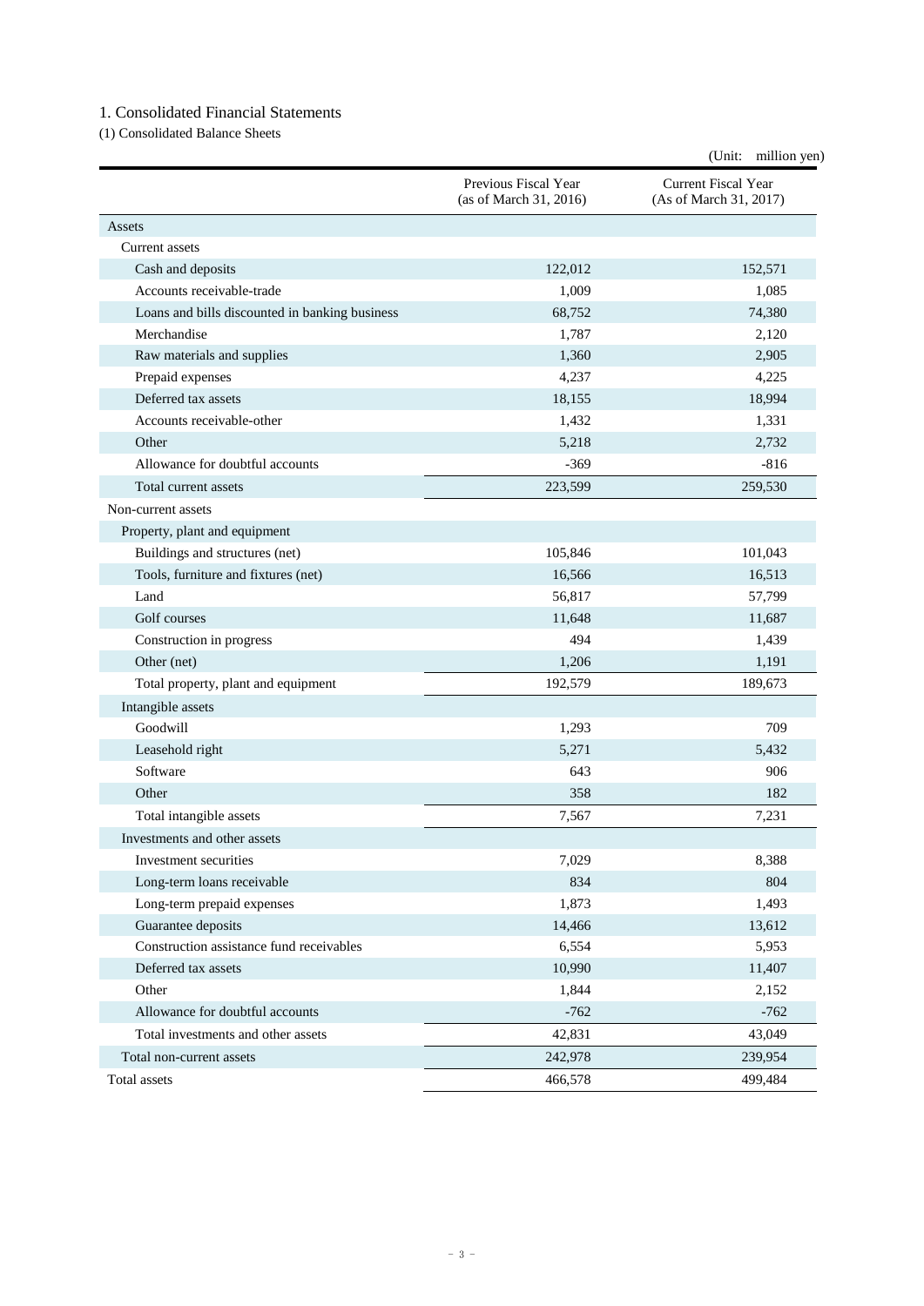## 1. Consolidated Financial Statements

### (1) Consolidated Balance Sheets

(Unit: million yen)

| | Previous Fiscal Year (as of March 31, 2016) | Current Fiscal Year (As of March 31, 2017) |
|---|---|---|
| Assets | | |
| Current assets | | |
| Cash and deposits | 122,012 | 152,571 |
| Accounts receivable-trade | 1,009 | 1,085 |
| Loans and bills discounted in banking business | 68,752 | 74,380 |
| Merchandise | 1,787 | 2,120 |
| Raw materials and supplies | 1,360 | 2,905 |
| Prepaid expenses | 4,237 | 4,225 |
| Deferred tax assets | 18,155 | 18,994 |
| Accounts receivable-other | 1,432 | 1,331 |
| Other | 5,218 | 2,732 |
| Allowance for doubtful accounts | -369 | -816 |
| Total current assets | 223,599 | 259,530 |
| Non-current assets | | |
| Property, plant and equipment | | |
| Buildings and structures (net) | 105,846 | 101,043 |
| Tools, furniture and fixtures (net) | 16,566 | 16,513 |
| Land | 56,817 | 57,799 |
| Golf courses | 11,648 | 11,687 |
| Construction in progress | 494 | 1,439 |
| Other (net) | 1,206 | 1,191 |
| Total property, plant and equipment | 192,579 | 189,673 |
| Intangible assets | | |
| Goodwill | 1,293 | 709 |
| Leasehold right | 5,271 | 5,432 |
| Software | 643 | 906 |
| Other | 358 | 182 |
| Total intangible assets | 7,567 | 7,231 |
| Investments and other assets | | |
| Investment securities | 7,029 | 8,388 |
| Long-term loans receivable | 834 | 804 |
| Long-term prepaid expenses | 1,873 | 1,493 |
| Guarantee deposits | 14,466 | 13,612 |
| Construction assistance fund receivables | 6,554 | 5,953 |
| Deferred tax assets | 10,990 | 11,407 |
| Other | 1,844 | 2,152 |
| Allowance for doubtful accounts | -762 | -762 |
| Total investments and other assets | 42,831 | 43,049 |
| Total non-current assets | 242,978 | 239,954 |
| Total assets | 466,578 | 499,484 |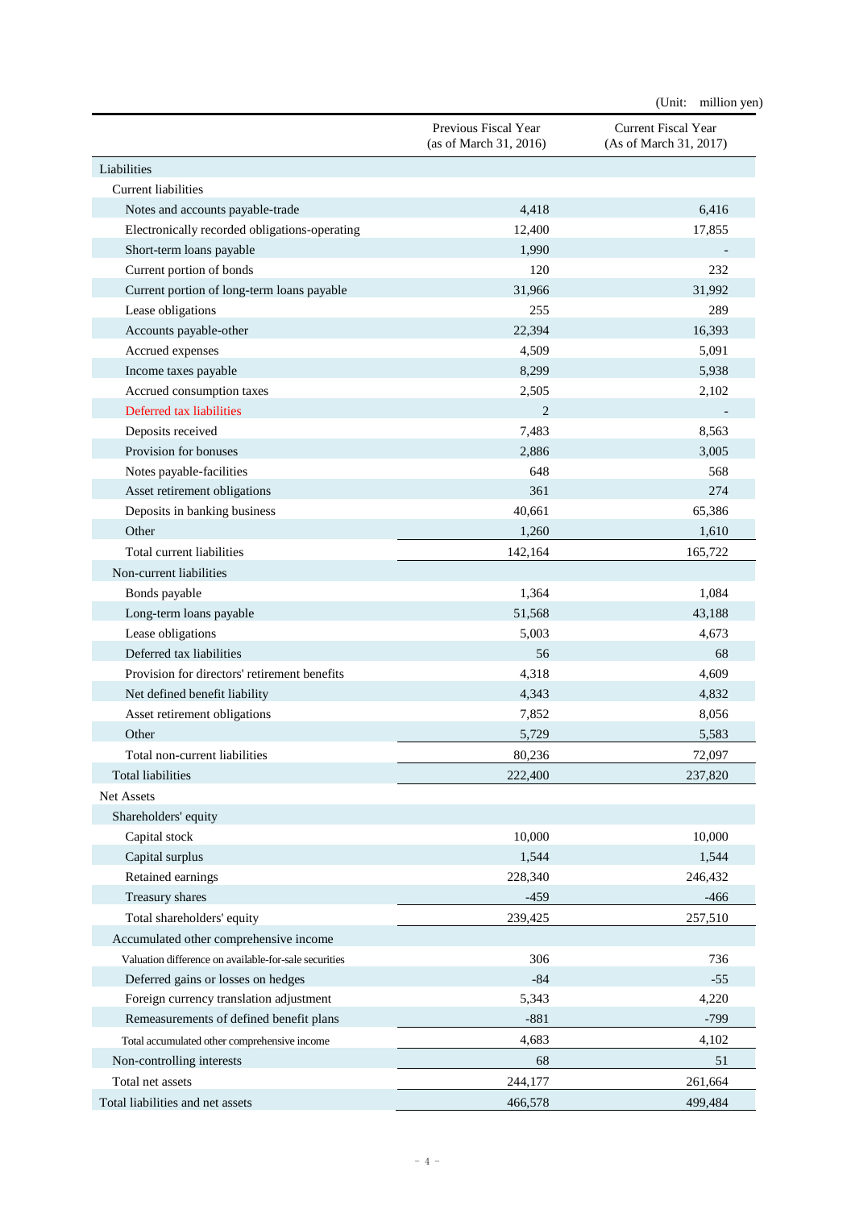(Unit: million yen)

| | Previous Fiscal Year (as of March 31, 2016) | Current Fiscal Year (As of March 31, 2017) |
|---|---|---|
| Liabilities | | |
| Current liabilities | | |
| Notes and accounts payable-trade | 4,418 | 6,416 |
| Electronically recorded obligations-operating | 12,400 | 17,855 |
| Short-term loans payable | 1,990 | - |
| Current portion of bonds | 120 | 232 |
| Current portion of long-term loans payable | 31,966 | 31,992 |
| Lease obligations | 255 | 289 |
| Accounts payable-other | 22,394 | 16,393 |
| Accrued expenses | 4,509 | 5,091 |
| Income taxes payable | 8,299 | 5,938 |
| Accrued consumption taxes | 2,505 | 2,102 |
| Deferred tax liabilities | 2 | - |
| Deposits received | 7,483 | 8,563 |
| Provision for bonuses | 2,886 | 3,005 |
| Notes payable-facilities | 648 | 568 |
| Asset retirement obligations | 361 | 274 |
| Deposits in banking business | 40,661 | 65,386 |
| Other | 1,260 | 1,610 |
| Total current liabilities | 142,164 | 165,722 |
| Non-current liabilities | | |
| Bonds payable | 1,364 | 1,084 |
| Long-term loans payable | 51,568 | 43,188 |
| Lease obligations | 5,003 | 4,673 |
| Deferred tax liabilities | 56 | 68 |
| Provision for directors' retirement benefits | 4,318 | 4,609 |
| Net defined benefit liability | 4,343 | 4,832 |
| Asset retirement obligations | 7,852 | 8,056 |
| Other | 5,729 | 5,583 |
| Total non-current liabilities | 80,236 | 72,097 |
| Total liabilities | 222,400 | 237,820 |
| Net Assets | | |
| Shareholders' equity | | |
| Capital stock | 10,000 | 10,000 |
| Capital surplus | 1,544 | 1,544 |
| Retained earnings | 228,340 | 246,432 |
| Treasury shares | -459 | -466 |
| Total shareholders' equity | 239,425 | 257,510 |
| Accumulated other comprehensive income | | |
| Valuation difference on available-for-sale securities | 306 | 736 |
| Deferred gains or losses on hedges | -84 | -55 |
| Foreign currency translation adjustment | 5,343 | 4,220 |
| Remeasurements of defined benefit plans | -881 | -799 |
| Total accumulated other comprehensive income | 4,683 | 4,102 |
| Non-controlling interests | 68 | 51 |
| Total net assets | 244,177 | 261,664 |
| Total liabilities and net assets | 466,578 | 499,484 |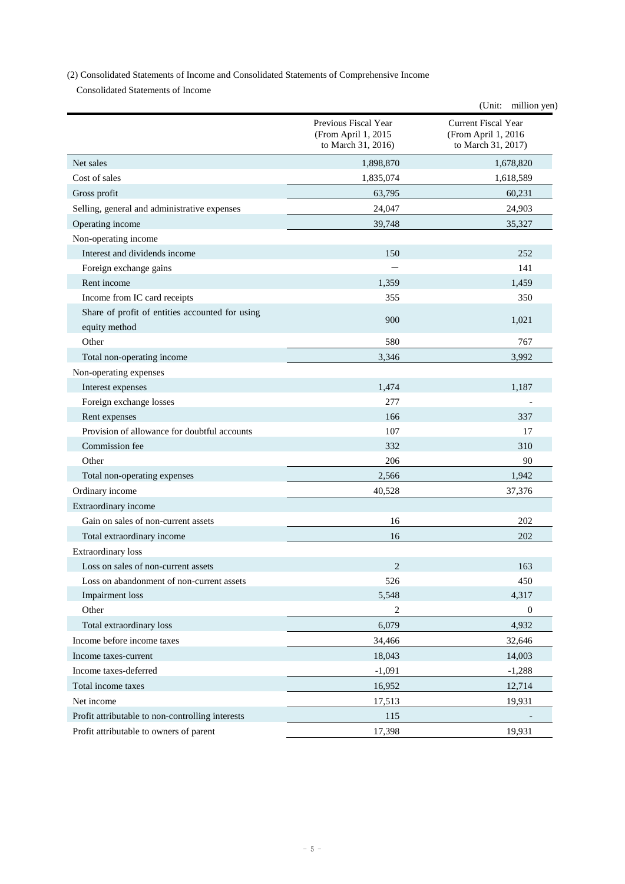(2) Consolidated Statements of Income and Consolidated Statements of Comprehensive Income

Consolidated Statements of Income

(Unit: million yen)

| | Previous Fiscal Year (From April 1, 2015 to March 31, 2016) | Current Fiscal Year (From April 1, 2016 to March 31, 2017) |
|---|---|---|
| Net sales | 1,898,870 | 1,678,820 |
| Cost of sales | 1,835,074 | 1,618,589 |
| Gross profit | 63,795 | 60,231 |
| Selling, general and administrative expenses | 24,047 | 24,903 |
| Operating income | 39,748 | 35,327 |
| Non-operating income | | |
| Interest and dividends income | 150 | 252 |
| Foreign exchange gains | ― | 141 |
| Rent income | 1,359 | 1,459 |
| Income from IC card receipts | 355 | 350 |
| Share of profit of entities accounted for using equity method | 900 | 1,021 |
| Other | 580 | 767 |
| Total non-operating income | 3,346 | 3,992 |
| Non-operating expenses | | |
| Interest expenses | 1,474 | 1,187 |
| Foreign exchange losses | 277 | - |
| Rent expenses | 166 | 337 |
| Provision of allowance for doubtful accounts | 107 | 17 |
| Commission fee | 332 | 310 |
| Other | 206 | 90 |
| Total non-operating expenses | 2,566 | 1,942 |
| Ordinary income | 40,528 | 37,376 |
| Extraordinary income | | |
| Gain on sales of non-current assets | 16 | 202 |
| Total extraordinary income | 16 | 202 |
| Extraordinary loss | | |
| Loss on sales of non-current assets | 2 | 163 |
| Loss on abandonment of non-current assets | 526 | 450 |
| Impairment loss | 5,548 | 4,317 |
| Other | 2 | 0 |
| Total extraordinary loss | 6,079 | 4,932 |
| Income before income taxes | 34,466 | 32,646 |
| Income taxes-current | 18,043 | 14,003 |
| Income taxes-deferred | -1,091 | -1,288 |
| Total income taxes | 16,952 | 12,714 |
| Net income | 17,513 | 19,931 |
| Profit attributable to non-controlling interests | 115 | - |
| Profit attributable to owners of parent | 17,398 | 19,931 |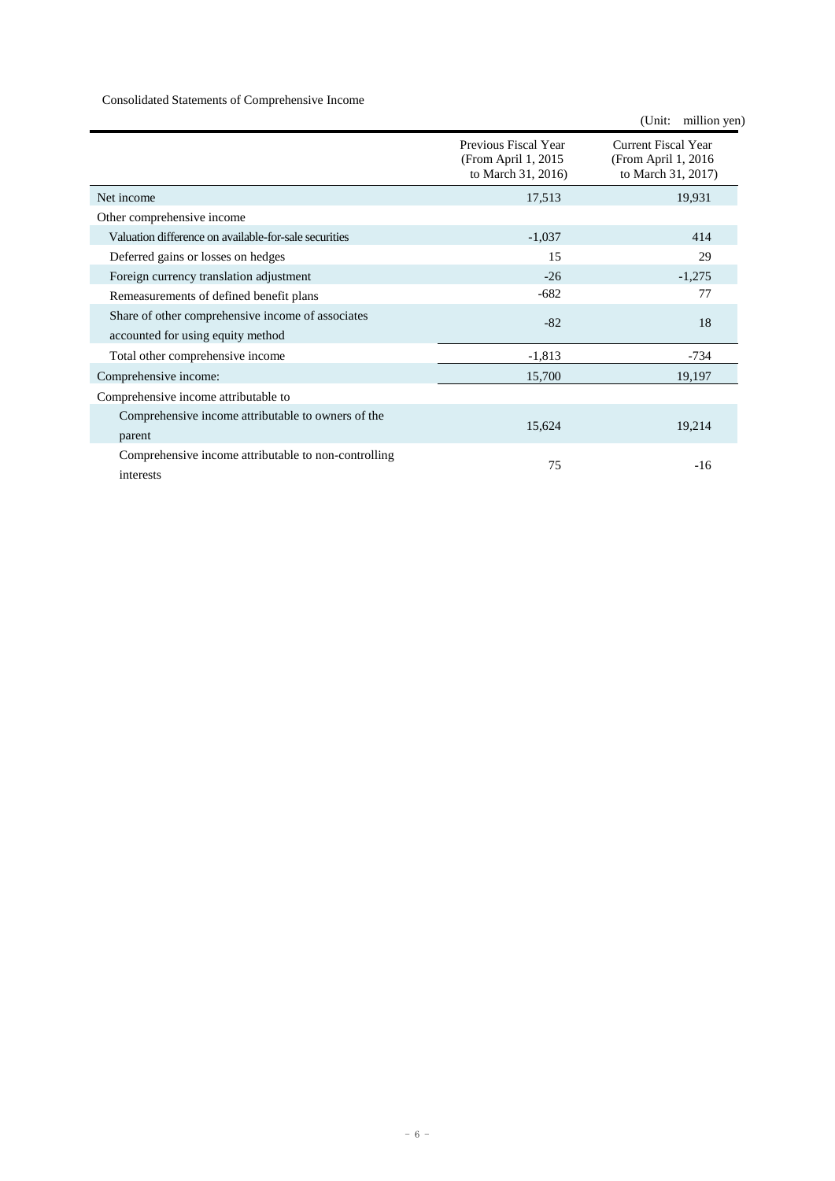Consolidated Statements of Comprehensive Income

(Unit: million yen)

| | Previous Fiscal Year (From April 1, 2015 to March 31, 2016) | Current Fiscal Year (From April 1, 2016 to March 31, 2017) |
|---|---|---|
| Net income | 17,513 | 19,931 |
| Other comprehensive income | | |
| Valuation difference on available-for-sale securities | -1,037 | 414 |
| Deferred gains or losses on hedges | 15 | 29 |
| Foreign currency translation adjustment | -26 | -1,275 |
| Remeasurements of defined benefit plans | -682 | 77 |
| Share of other comprehensive income of associates accounted for using equity method | -82 | 18 |
| Total other comprehensive income | -1,813 | -734 |
| Comprehensive income: | 15,700 | 19,197 |
| Comprehensive income attributable to | | |
| Comprehensive income attributable to owners of the parent | 15,624 | 19,214 |
| Comprehensive income attributable to non-controlling interests | 75 | -16 |